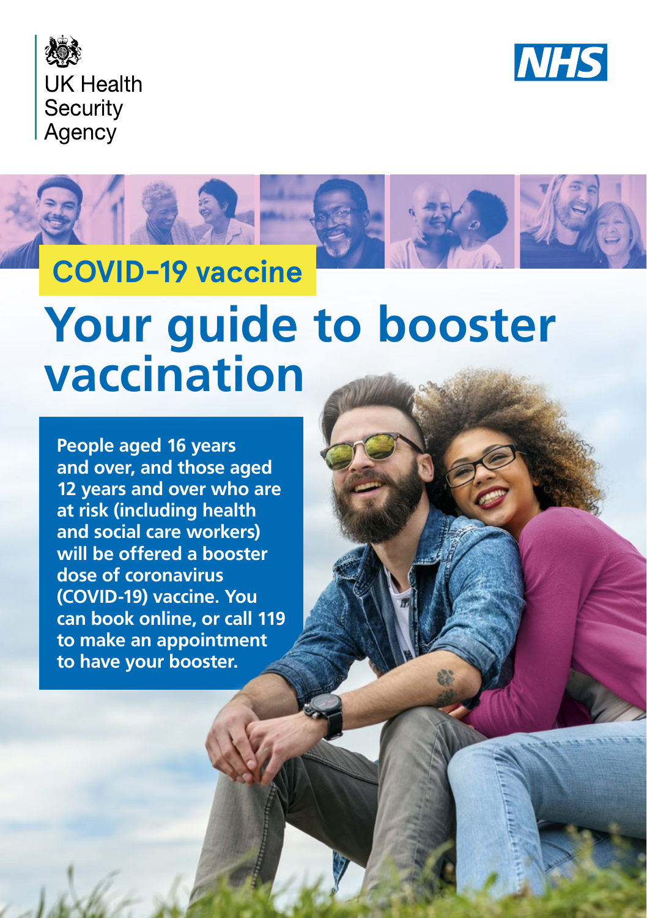UK Health Security Agency

NHS

COVID-19 vaccine

# Your guide to booster vaccination

**People aged 16 years and over, and those aged 12 years and over who are at risk (including health and social care workers) will be offered a booster dose of coronavirus (COVID-19) vaccine. You can book online, or call 119 to make an appointment to have your booster.**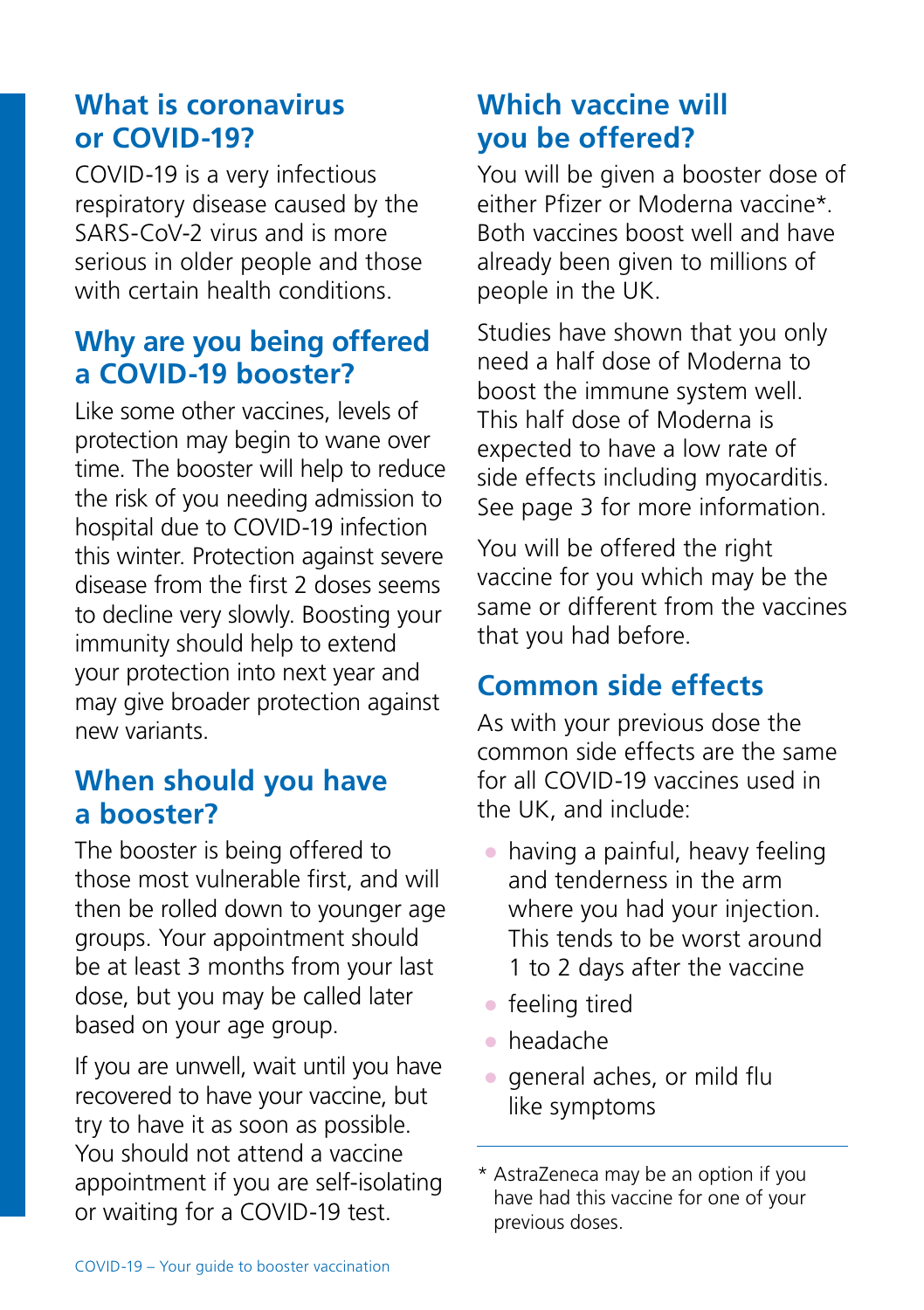## What is coronavirus or COVID-19?

COVID-19 is a very infectious respiratory disease caused by the SARS-CoV-2 virus and is more serious in older people and those with certain health conditions.

## Why are you being offered a COVID-19 booster?

Like some other vaccines, levels of protection may begin to wane over time. The booster will help to reduce the risk of you needing admission to hospital due to COVID-19 infection this winter. Protection against severe disease from the first 2 doses seems to decline very slowly. Boosting your immunity should help to extend your protection into next year and may give broader protection against new variants.

## When should you have a booster?

The booster is being offered to those most vulnerable first, and will then be rolled down to younger age groups. Your appointment should be at least 3 months from your last dose, but you may be called later based on your age group.

If you are unwell, wait until you have recovered to have your vaccine, but try to have it as soon as possible. You should not attend a vaccine appointment if you are self-isolating or waiting for a COVID-19 test.

## Which vaccine will you be offered?

You will be given a booster dose of either Pfizer or Moderna vaccine*. Both vaccines boost well and have already been given to millions of people in the UK.

Studies have shown that you only need a half dose of Moderna to boost the immune system well. This half dose of Moderna is expected to have a low rate of side effects including myocarditis. See page 3 for more information.

You will be offered the right vaccine for you which may be the same or different from the vaccines that you had before.

## Common side effects

As with your previous dose the common side effects are the same for all COVID-19 vaccines used in the UK, and include:

- having a painful, heavy feeling and tenderness in the arm where you had your injection. This tends to be worst around 1 to 2 days after the vaccine
- feeling tired
- headache
- general aches, or mild flu like symptoms

---

* AstraZeneca may be an option if you have had this vaccine for one of your previous doses.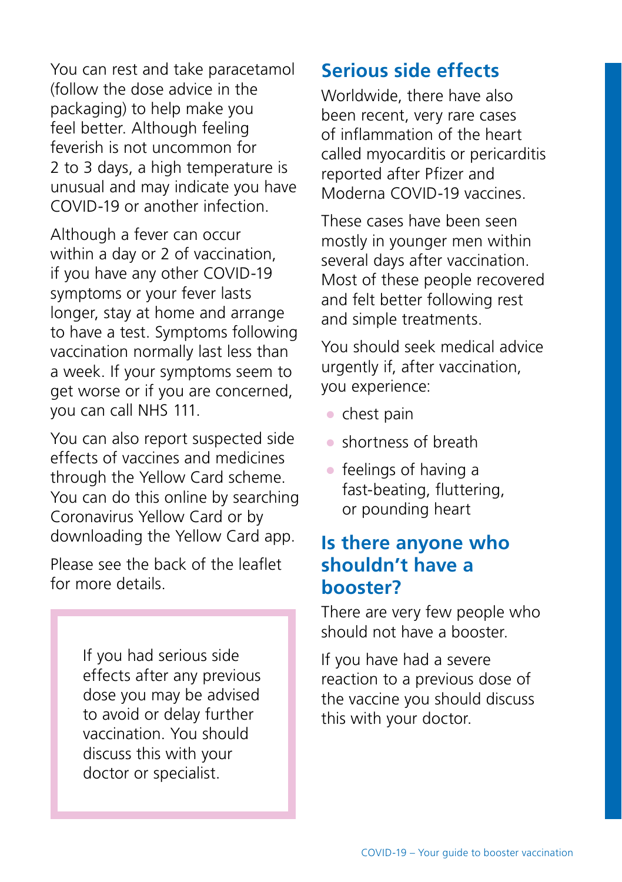You can rest and take paracetamol (follow the dose advice in the packaging) to help make you feel better. Although feeling feverish is not uncommon for 2 to 3 days, a high temperature is unusual and may indicate you have COVID-19 or another infection.

Although a fever can occur within a day or 2 of vaccination, if you have any other COVID-19 symptoms or your fever lasts longer, stay at home and arrange to have a test. Symptoms following vaccination normally last less than a week. If your symptoms seem to get worse or if you are concerned, you can call NHS 111.

You can also report suspected side effects of vaccines and medicines through the Yellow Card scheme. You can do this online by searching Coronavirus Yellow Card or by downloading the Yellow Card app.

Please see the back of the leaflet for more details.

> If you had serious side effects after any previous dose you may be advised to avoid or delay further vaccination. You should discuss this with your doctor or specialist.

## Serious side effects

Worldwide, there have also been recent, very rare cases of inflammation of the heart called myocarditis or pericarditis reported after Pfizer and Moderna COVID-19 vaccines.

These cases have been seen mostly in younger men within several days after vaccination. Most of these people recovered and felt better following rest and simple treatments.

You should seek medical advice urgently if, after vaccination, you experience:

- chest pain
- shortness of breath
- feelings of having a fast-beating, fluttering, or pounding heart

## Is there anyone who shouldn't have a booster?

There are very few people who should not have a booster.

If you have had a severe reaction to a previous dose of the vaccine you should discuss this with your doctor.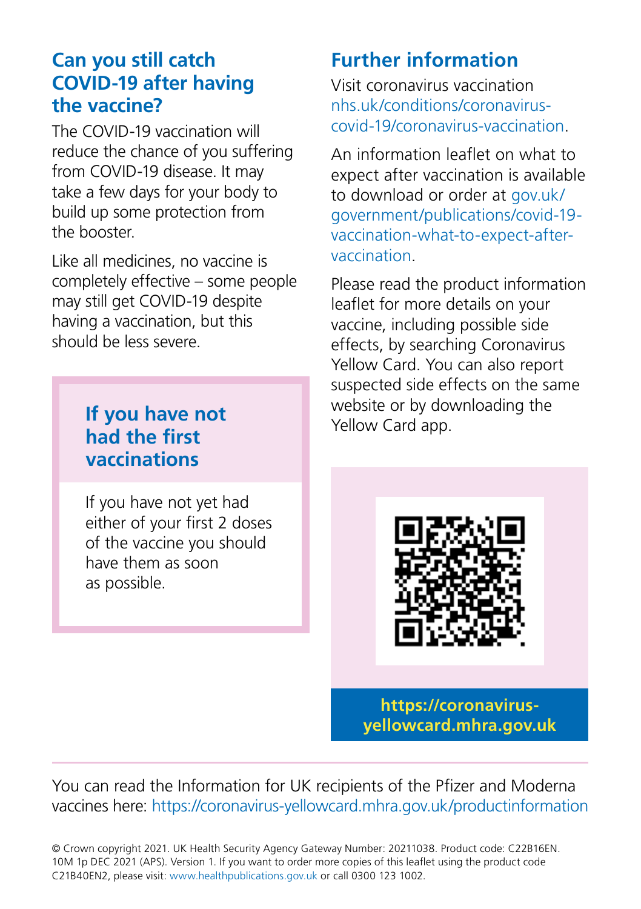## Can you still catch COVID-19 after having the vaccine?

The COVID-19 vaccination will reduce the chance of you suffering from COVID-19 disease. It may take a few days for your body to build up some protection from the booster.

Like all medicines, no vaccine is completely effective – some people may still get COVID-19 despite having a vaccination, but this should be less severe.

### If you have not had the first vaccinations

If you have not yet had either of your first 2 doses of the vaccine you should have them as soon as possible.

## Further information

Visit coronavirus vaccination nhs.uk/conditions/coronavirus-covid-19/coronavirus-vaccination.

An information leaflet on what to expect after vaccination is available to download or order at gov.uk/government/publications/covid-19-vaccination-what-to-expect-after-vaccination.

Please read the product information leaflet for more details on your vaccine, including possible side effects, by searching Coronavirus Yellow Card. You can also report suspected side effects on the same website or by downloading the Yellow Card app.

**https://coronavirus-yellowcard.mhra.gov.uk**

You can read the Information for UK recipients of the Pfizer and Moderna vaccines here: https://coronavirus-yellowcard.mhra.gov.uk/productinformation

© Crown copyright 2021. UK Health Security Agency Gateway Number: 20211038. Product code: C22B16EN. 10M 1p DEC 2021 (APS). Version 1. If you want to order more copies of this leaflet using the product code C21B40EN2, please visit: www.healthpublications.gov.uk or call 0300 123 1002.